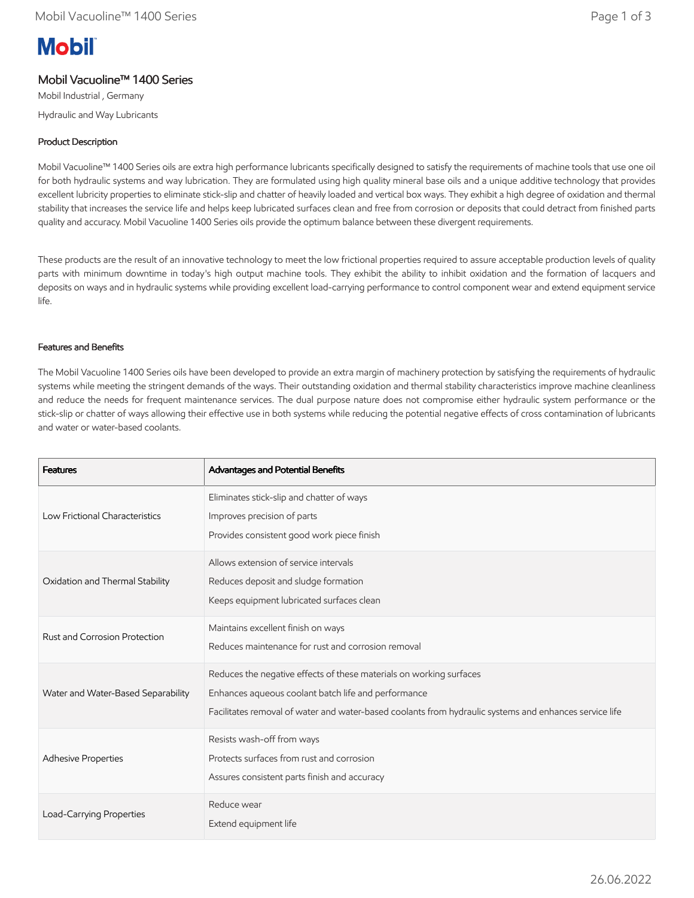# Mobil Vacuoline™ 1400 Series

Mobil Industrial , Germany

Hydraulic and Way Lubricants

## Product Description

Mobil Vacuoline™ 1400 Series oils are extra high performance lubricants specifically designed to satisfy the requirements of machine tools that use one oil for both hydraulic systems and way lubrication. They are formulated using high quality mineral base oils and a unique additive technology that provides excellent lubricity properties to eliminate stick-slip and chatter of heavily loaded and vertical box ways. They exhibit a high degree of oxidation and thermal stability that increases the service life and helps keep lubricated surfaces clean and free from corrosion or deposits that could detract from finished parts quality and accuracy. Mobil Vacuoline 1400 Series oils provide the optimum balance between these divergent requirements.

These products are the result of an innovative technology to meet the low frictional properties required to assure acceptable production levels of quality parts with minimum downtime in today's high output machine tools. They exhibit the ability to inhibit oxidation and the formation of lacquers and deposits on ways and in hydraulic systems while providing excellent load-carrying performance to control component wear and extend equipment service life.

## Features and Benefits

The Mobil Vacuoline 1400 Series oils have been developed to provide an extra margin of machinery protection by satisfying the requirements of hydraulic systems while meeting the stringent demands of the ways. Their outstanding oxidation and thermal stability characteristics improve machine cleanliness and reduce the needs for frequent maintenance services. The dual purpose nature does not compromise either hydraulic system performance or the stick-slip or chatter of ways allowing their effective use in both systems while reducing the potential negative effects of cross contamination of lubricants and water or water-based coolants.

| Features | Advantages and Potential Benefits |
| --- | --- |
| Low Frictional Characteristics | Eliminates stick-slip and chatter of ways<br>Improves precision of parts<br>Provides consistent good work piece finish |
| Oxidation and Thermal Stability | Allows extension of service intervals<br>Reduces deposit and sludge formation<br>Keeps equipment lubricated surfaces clean |
| Rust and Corrosion Protection | Maintains excellent finish on ways<br>Reduces maintenance for rust and corrosion removal |
| Water and Water-Based Separability | Reduces the negative effects of these materials on working surfaces<br>Enhances aqueous coolant batch life and performance<br>Facilitates removal of water and water-based coolants from hydraulic systems and enhances service life |
| Adhesive Properties | Resists wash-off from ways<br>Protects surfaces from rust and corrosion<br>Assures consistent parts finish and accuracy |
| Load-Carrying Properties | Reduce wear<br>Extend equipment life |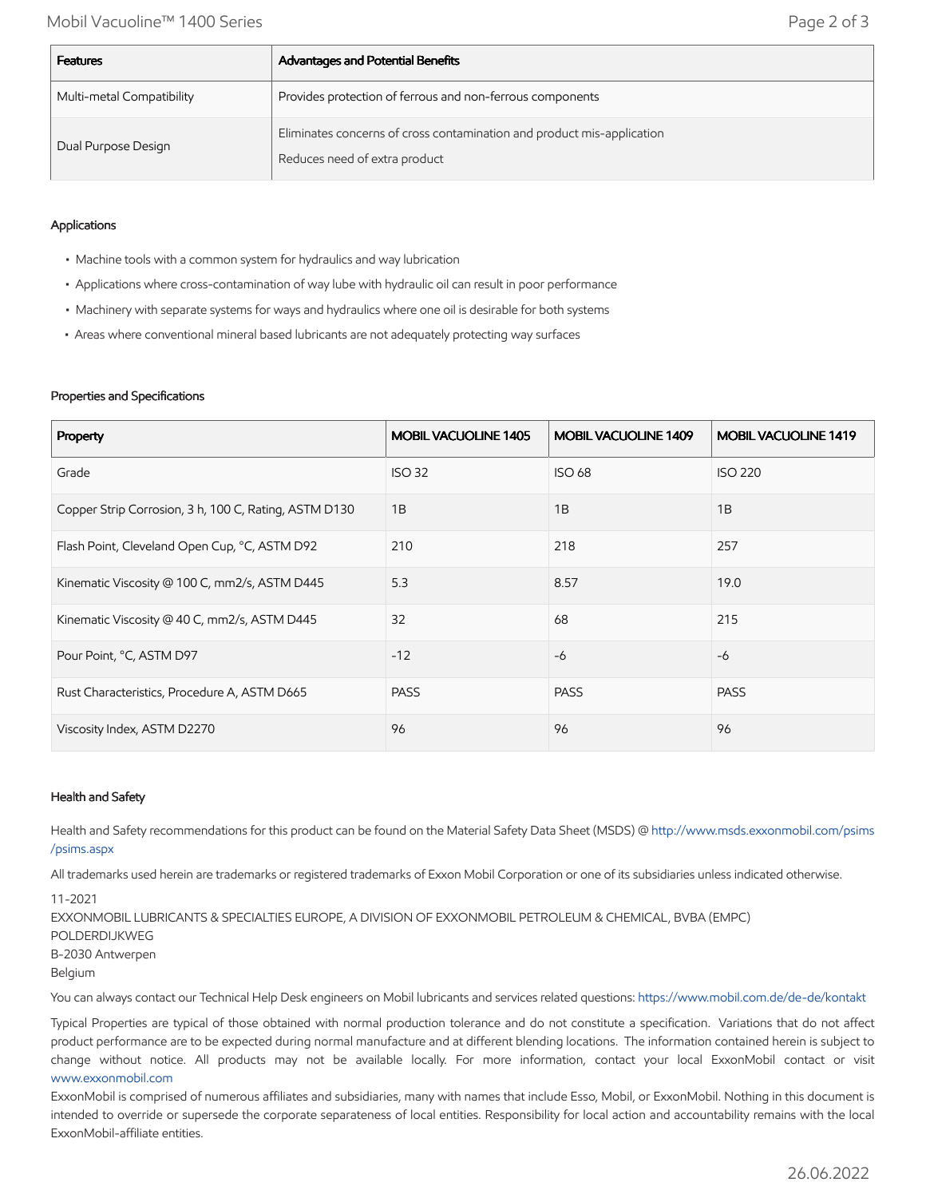| Features | Advantages and Potential Benefits |
| --- | --- |
| Multi-metal Compatibility | Provides protection of ferrous and non-ferrous components |
| Dual Purpose Design | Eliminates concerns of cross contamination and product mis-application<br>Reduces need of extra product |

### Applications

- Machine tools with a common system for hydraulics and way lubrication
- Applications where cross-contamination of way lube with hydraulic oil can result in poor performance
- Machinery with separate systems for ways and hydraulics where one oil is desirable for both systems
- Areas where conventional mineral based lubricants are not adequately protecting way surfaces

### Properties and Specifications

| Property | MOBIL VACUOLINE 1405 | MOBIL VACUOLINE 1409 | MOBIL VACUOLINE 1419 |
| --- | --- | --- | --- |
| Grade | ISO 32 | ISO 68 | ISO 220 |
| Copper Strip Corrosion, 3 h, 100 C, Rating, ASTM D130 | 1B | 1B | 1B |
| Flash Point, Cleveland Open Cup, °C, ASTM D92 | 210 | 218 | 257 |
| Kinematic Viscosity @ 100 C, mm2/s, ASTM D445 | 5.3 | 8.57 | 19.0 |
| Kinematic Viscosity @ 40 C, mm2/s, ASTM D445 | 32 | 68 | 215 |
| Pour Point, °C, ASTM D97 | -12 | -6 | -6 |
| Rust Characteristics, Procedure A, ASTM D665 | PASS | PASS | PASS |
| Viscosity Index, ASTM D2270 | 96 | 96 | 96 |

### Health and Safety

Health and Safety recommendations for this product can be found on the Material Safety Data Sheet (MSDS) @ http://www.msds.exxonmobil.com/psims/psims.aspx

All trademarks used herein are trademarks or registered trademarks of Exxon Mobil Corporation or one of its subsidiaries unless indicated otherwise.

11-2021
EXXONMOBIL LUBRICANTS & SPECIALTIES EUROPE, A DIVISION OF EXXONMOBIL PETROLEUM & CHEMICAL, BVBA (EMPC)
POLDERDIJKWEG
B-2030 Antwerpen
Belgium

You can always contact our Technical Help Desk engineers on Mobil lubricants and services related questions: https://www.mobil.com.de/de-de/kontakt

Typical Properties are typical of those obtained with normal production tolerance and do not constitute a specification. Variations that do not affect product performance are to be expected during normal manufacture and at different blending locations. The information contained herein is subject to change without notice. All products may not be available locally. For more information, contact your local ExxonMobil contact or visit www.exxonmobil.com

ExxonMobil is comprised of numerous affiliates and subsidiaries, many with names that include Esso, Mobil, or ExxonMobil. Nothing in this document is intended to override or supersede the corporate separateness of local entities. Responsibility for local action and accountability remains with the local ExxonMobil-affiliate entities.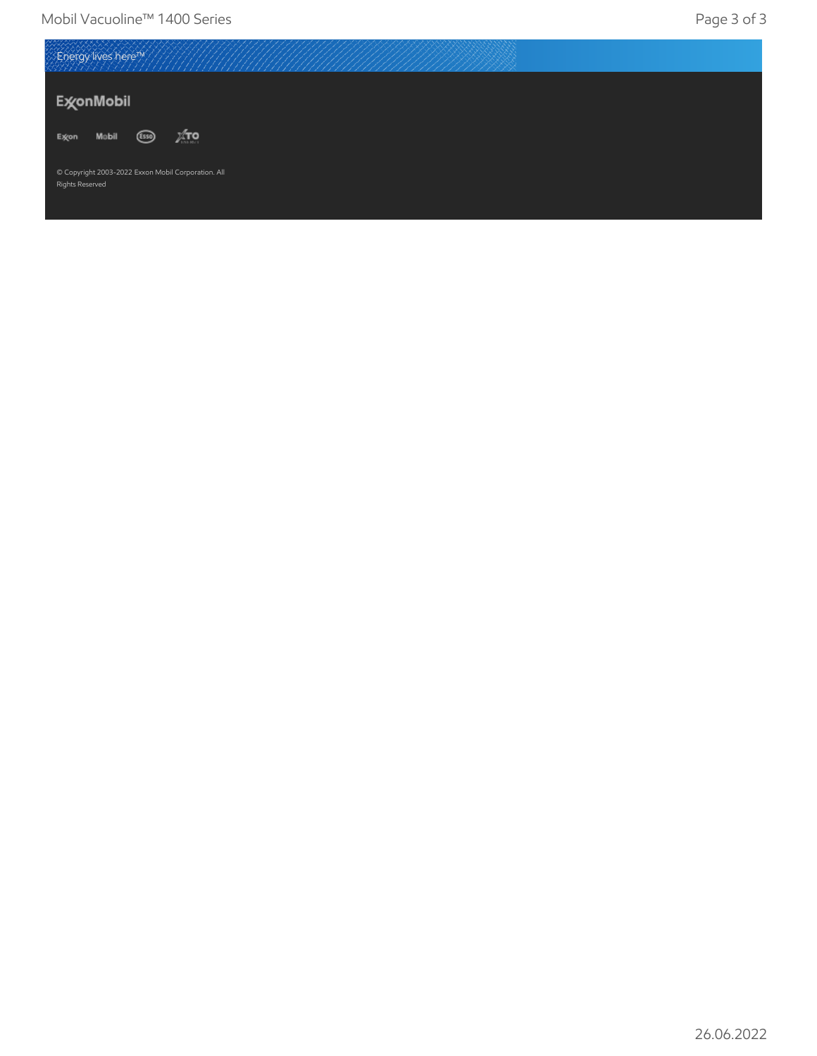Energy lives here™

ExxonMobil

Exxon Mobil Esso XTO

© Copyright 2003-2022 Exxon Mobil Corporation. All Rights Reserved